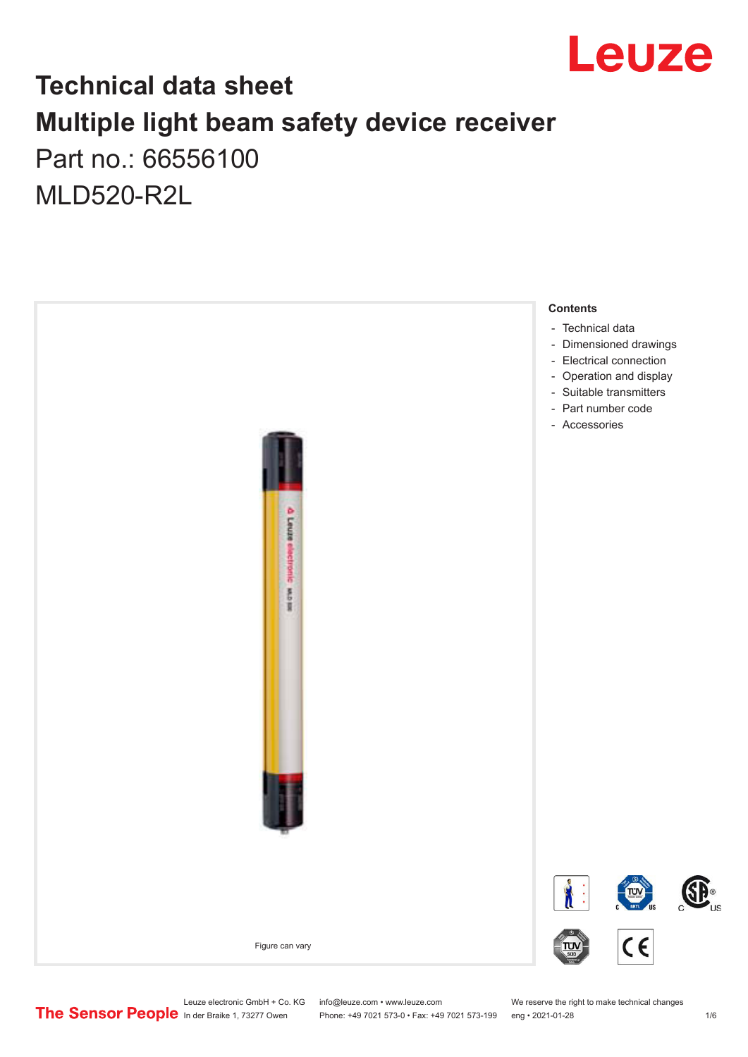# Technical data sheet
# Multiple light beam safety device receiver

Part no.: 66556100

MLD520-R2L

Figure can vary

**Contents**

- Technical data
- Dimensioned drawings
- Electrical connection
- Operation and display
- Suitable transmitters
- Part number code
- Accessories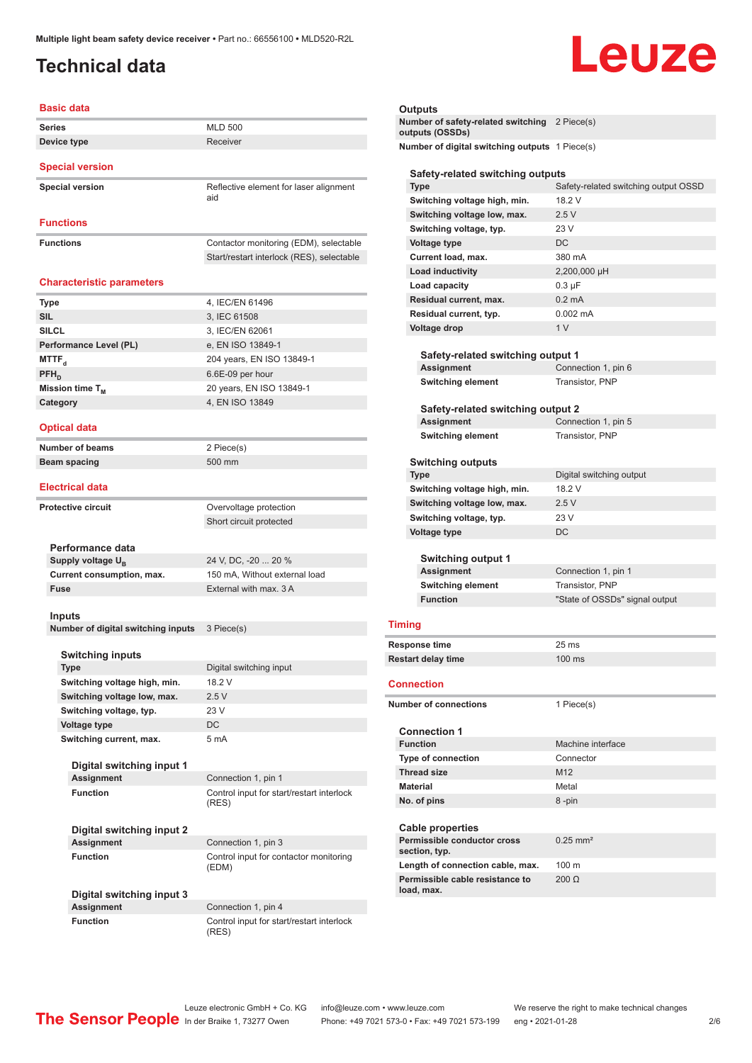# Technical data

## Basic data

| | |
|---|---|
| Series | MLD 500 |
| Device type | Receiver |

## Special version

| | |
|---|---|
| Special version | Reflective element for laser alignment aid |

## Functions

| | |
|---|---|
| Functions | Contactor monitoring (EDM), selectable |
| | Start/restart interlock (RES), selectable |

## Characteristic parameters

| | |
|---|---|
| Type | 4, IEC/EN 61496 |
| SIL | 3, IEC 61508 |
| SILCL | 3, IEC/EN 62061 |
| Performance Level (PL) | e, EN ISO 13849-1 |
| $MTTF_d$ | 204 years, EN ISO 13849-1 |
| $PFH_D$ | 6.6E-09 per hour |
| Mission time $T_M$ | 20 years, EN ISO 13849-1 |
| Category | 4, EN ISO 13849 |

## Optical data

| | |
|---|---|
| Number of beams | 2 Piece(s) |
| Beam spacing | 500 mm |

## Electrical data

| | |
|---|---|
| Protective circuit | Overvoltage protection |
| | Short circuit protected |

### Performance data

| | |
|---|---|
| Supply voltage $U_B$ | 24 V, DC, -20 ... 20 % |
| Current consumption, max. | 150 mA, Without external load |
| Fuse | External with max. 3 A |

### Inputs

| | |
|---|---|
| Number of digital switching inputs | 3 Piece(s) |

#### Switching inputs

| | |
|---|---|
| Type | Digital switching input |
| Switching voltage high, min. | 18.2 V |
| Switching voltage low, max. | 2.5 V |
| Switching voltage, typ. | 23 V |
| Voltage type | DC |
| Switching current, max. | 5 mA |

##### Digital switching input 1

| | |
|---|---|
| Assignment | Connection 1, pin 1 |
| Function | Control input for start/restart interlock (RES) |

##### Digital switching input 2

| | |
|---|---|
| Assignment | Connection 1, pin 3 |
| Function | Control input for contactor monitoring (EDM) |

##### Digital switching input 3

| | |
|---|---|
| Assignment | Connection 1, pin 4 |
| Function | Control input for start/restart interlock (RES) |

### Outputs

| | |
|---|---|
| Number of safety-related switching outputs (OSSDs) | 2 Piece(s) |
| Number of digital switching outputs | 1 Piece(s) |

#### Safety-related switching outputs

| | |
|---|---|
| Type | Safety-related switching output OSSD |
| Switching voltage high, min. | 18.2 V |
| Switching voltage low, max. | 2.5 V |
| Switching voltage, typ. | 23 V |
| Voltage type | DC |
| Current load, max. | 380 mA |
| Load inductivity | 2,200,000 µH |
| Load capacity | 0.3 µF |
| Residual current, max. | 0.2 mA |
| Residual current, typ. | 0.002 mA |
| Voltage drop | 1 V |

##### Safety-related switching output 1

| | |
|---|---|
| Assignment | Connection 1, pin 6 |
| Switching element | Transistor, PNP |

##### Safety-related switching output 2

| | |
|---|---|
| Assignment | Connection 1, pin 5 |
| Switching element | Transistor, PNP |

#### Switching outputs

| | |
|---|---|
| Type | Digital switching output |
| Switching voltage high, min. | 18.2 V |
| Switching voltage low, max. | 2.5 V |
| Switching voltage, typ. | 23 V |
| Voltage type | DC |

##### Switching output 1

| | |
|---|---|
| Assignment | Connection 1, pin 1 |
| Switching element | Transistor, PNP |
| Function | "State of OSSDs" signal output |

## Timing

| | |
|---|---|
| Response time | 25 ms |
| Restart delay time | 100 ms |

## Connection

| | |
|---|---|
| Number of connections | 1 Piece(s) |

### Connection 1

| | |
|---|---|
| Function | Machine interface |
| Type of connection | Connector |
| Thread size | M12 |
| Material | Metal |
| No. of pins | 8 -pin |

### Cable properties

| | |
|---|---|
| Permissible conductor cross section, typ. | 0.25 mm² |
| Length of connection cable, max. | 100 m |
| Permissible cable resistance to load, max. | 200 Ω |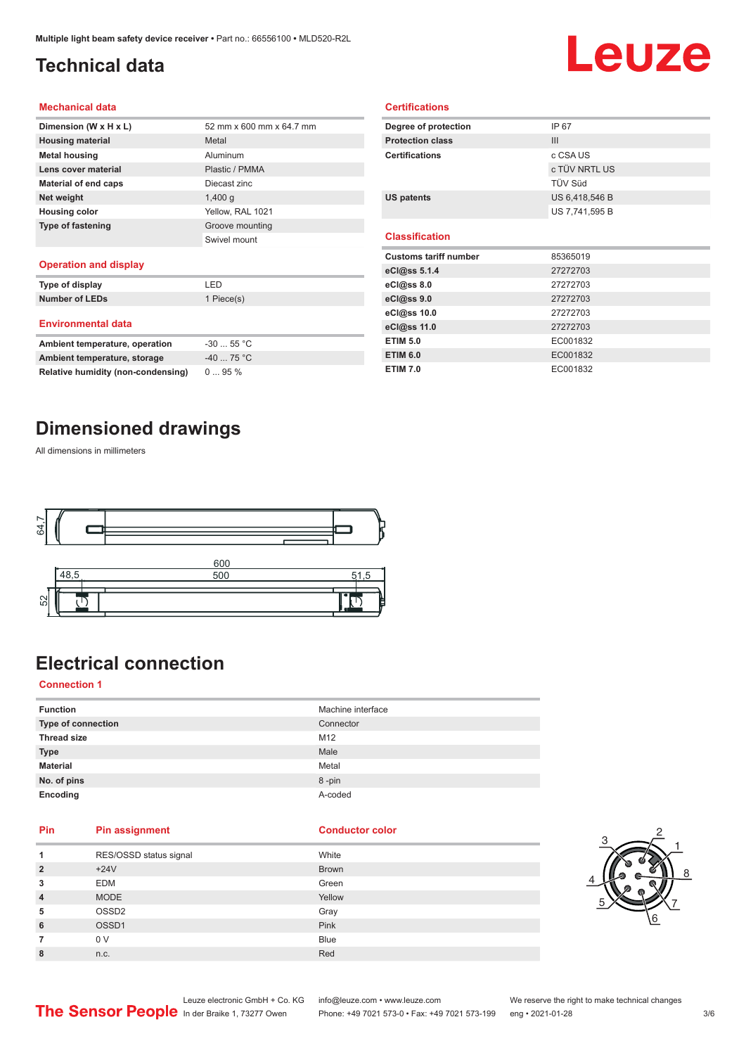# Technical data

## Mechanical data

| | |
|---|---|
| **Dimension (W x H x L)** | 52 mm x 600 mm x 64.7 mm |
| **Housing material** | Metal |
| **Metal housing** | Aluminum |
| **Lens cover material** | Plastic / PMMA |
| **Material of end caps** | Diecast zinc |
| **Net weight** | 1,400 g |
| **Housing color** | Yellow, RAL 1021 |
| **Type of fastening** | Groove mounting |
| | Swivel mount |

## Operation and display

| | |
|---|---|
| **Type of display** | LED |
| **Number of LEDs** | 1 Piece(s) |

## Environmental data

| | |
|---|---|
| **Ambient temperature, operation** | -30 ... 55 °C |
| **Ambient temperature, storage** | -40 ... 75 °C |
| **Relative humidity (non-condensing)** | 0 ... 95 % |

## Certifications

| | |
|---|---|
| **Degree of protection** | IP 67 |
| **Protection class** | III |
| **Certifications** | c CSA US |
| | c TÜV NRTL US |
| | TÜV Süd |
| **US patents** | US 6,418,546 B |
| | US 7,741,595 B |

## Classification

| | |
|---|---|
| **Customs tariff number** | 85365019 |
| **eCl@ss 5.1.4** | 27272703 |
| **eCl@ss 8.0** | 27272703 |
| **eCl@ss 9.0** | 27272703 |
| **eCl@ss 10.0** | 27272703 |
| **eCl@ss 11.0** | 27272703 |
| **ETIM 5.0** | EC001832 |
| **ETIM 6.0** | EC001832 |
| **ETIM 7.0** | EC001832 |

# Dimensioned drawings

All dimensions in millimeters

64,7

600

48,5 500 51,5

52

# Electrical connection

## Connection 1

| | |
|---|---|
| **Function** | Machine interface |
| **Type of connection** | Connector |
| **Thread size** | M12 |
| **Type** | Male |
| **Material** | Metal |
| **No. of pins** | 8 -pin |
| **Encoding** | A-coded |

| Pin | Pin assignment | Conductor color |
|---|---|---|
| **1** | RES/OSSD status signal | White |
| **2** | +24V | Brown |
| **3** | EDM | Green |
| **4** | MODE | Yellow |
| **5** | OSSD2 | Gray |
| **6** | OSSD1 | Pink |
| **7** | 0 V | Blue |
| **8** | n.c. | Red |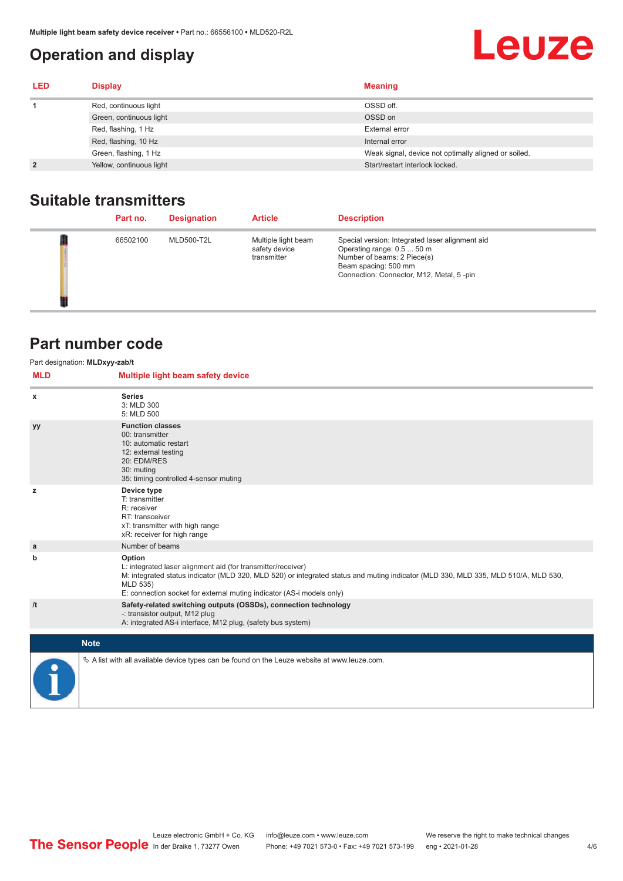## Operation and display

| LED | Display | Meaning |
|---|---|---|
| 1 | Red, continuous light | OSSD off. |
| | Green, continuous light | OSSD on |
| | Red, flashing, 1 Hz | External error |
| | Red, flashing, 10 Hz | Internal error |
| | Green, flashing, 1 Hz | Weak signal, device not optimally aligned or soiled. |
| 2 | Yellow, continuous light | Start/restart interlock locked. |

## Suitable transmitters

| | Part no. | Designation | Article | Description |
|---|---|---|---|---|
| | 66502100 | MLD500-T2L | Multiple light beam safety device transmitter | Special version: Integrated laser alignment aid<br>Operating range: 0.5 ... 50 m<br>Number of beams: 2 Piece(s)<br>Beam spacing: 500 mm<br>Connection: Connector, M12, Metal, 5 -pin |

## Part number code

Part designation: **MLDxyy-zab/t**

| MLD | Multiple light beam safety device |
|---|---|
| x | **Series**<br>3: MLD 300<br>5: MLD 500 |
| yy | **Function classes**<br>00: transmitter<br>10: automatic restart<br>12: external testing<br>20: EDM/RES<br>30: muting<br>35: timing controlled 4-sensor muting |
| z | **Device type**<br>T: transmitter<br>R: receiver<br>RT: transceiver<br>xT: transmitter with high range<br>xR: receiver for high range |
| a | Number of beams |
| b | **Option**<br>L: integrated laser alignment aid (for transmitter/receiver)<br>M: integrated status indicator (MLD 320, MLD 520) or integrated status and muting indicator (MLD 330, MLD 335, MLD 510/A, MLD 530, MLD 535)<br>E: connection socket for external muting indicator (AS-i models only) |
| /t | **Safety-related switching outputs (OSSDs), connection technology**<br>-: transistor output, M12 plug<br>A: integrated AS-i interface, M12 plug, (safety bus system) |

**Note**

↳ A list with all available device types can be found on the Leuze website at www.leuze.com.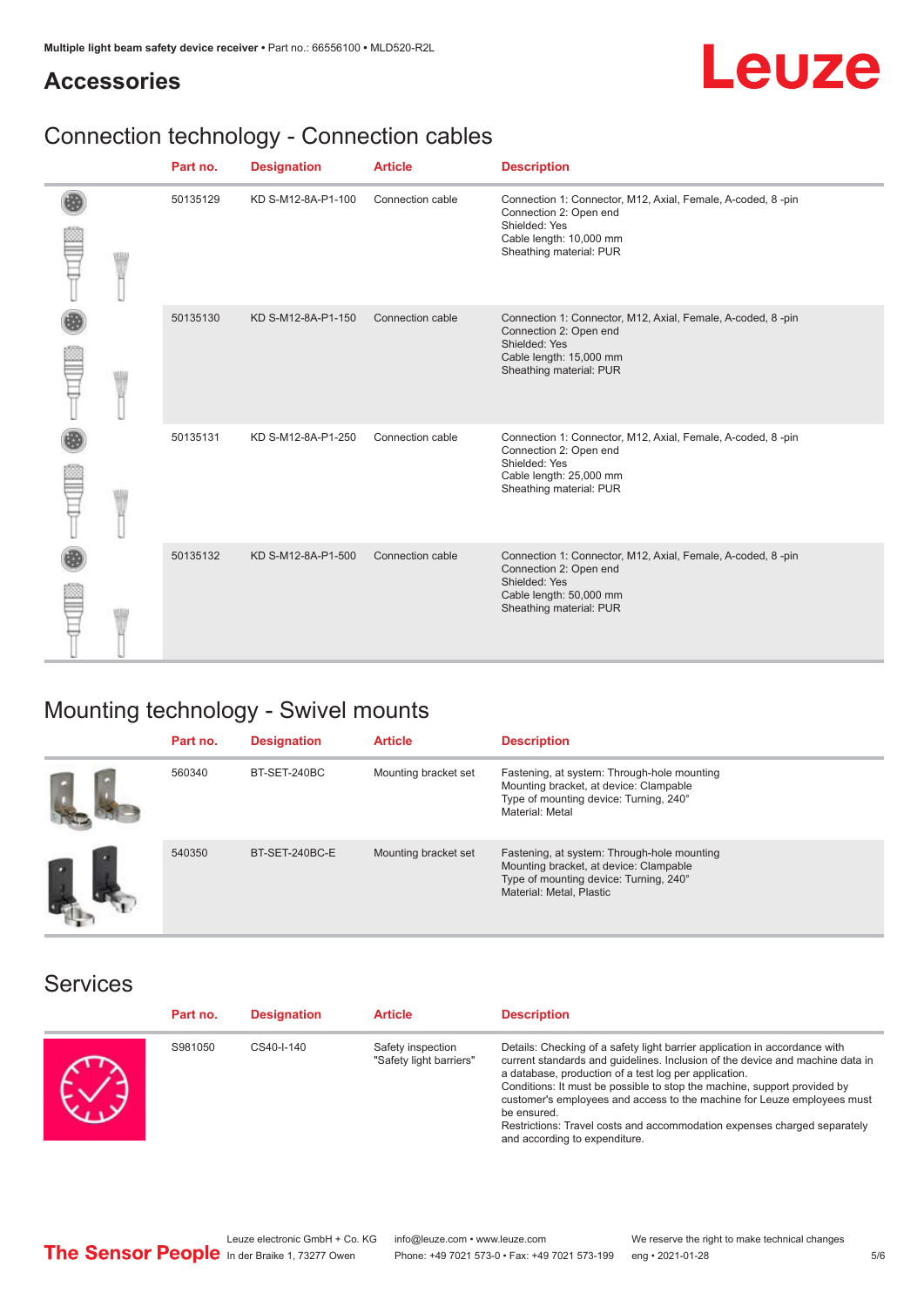## Accessories

## Connection technology - Connection cables

| Part no. | Designation | Article | Description |
|---|---|---|---|
| 50135129 | KD S-M12-8A-P1-100 | Connection cable | Connection 1: Connector, M12, Axial, Female, A-coded, 8 -pin<br>Connection 2: Open end<br>Shielded: Yes<br>Cable length: 10,000 mm<br>Sheathing material: PUR |
| 50135130 | KD S-M12-8A-P1-150 | Connection cable | Connection 1: Connector, M12, Axial, Female, A-coded, 8 -pin<br>Connection 2: Open end<br>Shielded: Yes<br>Cable length: 15,000 mm<br>Sheathing material: PUR |
| 50135131 | KD S-M12-8A-P1-250 | Connection cable | Connection 1: Connector, M12, Axial, Female, A-coded, 8 -pin<br>Connection 2: Open end<br>Shielded: Yes<br>Cable length: 25,000 mm<br>Sheathing material: PUR |
| 50135132 | KD S-M12-8A-P1-500 | Connection cable | Connection 1: Connector, M12, Axial, Female, A-coded, 8 -pin<br>Connection 2: Open end<br>Shielded: Yes<br>Cable length: 50,000 mm<br>Sheathing material: PUR |

## Mounting technology - Swivel mounts

| Part no. | Designation | Article | Description |
|---|---|---|---|
| 560340 | BT-SET-240BC | Mounting bracket set | Fastening, at system: Through-hole mounting<br>Mounting bracket, at device: Clampable<br>Type of mounting device: Turning, 240°<br>Material: Metal |
| 540350 | BT-SET-240BC-E | Mounting bracket set | Fastening, at system: Through-hole mounting<br>Mounting bracket, at device: Clampable<br>Type of mounting device: Turning, 240°<br>Material: Metal, Plastic |

## Services

| Part no. | Designation | Article | Description |
|---|---|---|---|
| S981050 | CS40-I-140 | Safety inspection "Safety light barriers" | Details: Checking of a safety light barrier application in accordance with current standards and guidelines. Inclusion of the device and machine data in a database, production of a test log per application.<br>Conditions: It must be possible to stop the machine, support provided by customer's employees and access to the machine for Leuze employees must be ensured.<br>Restrictions: Travel costs and accommodation expenses charged separately and according to expenditure. |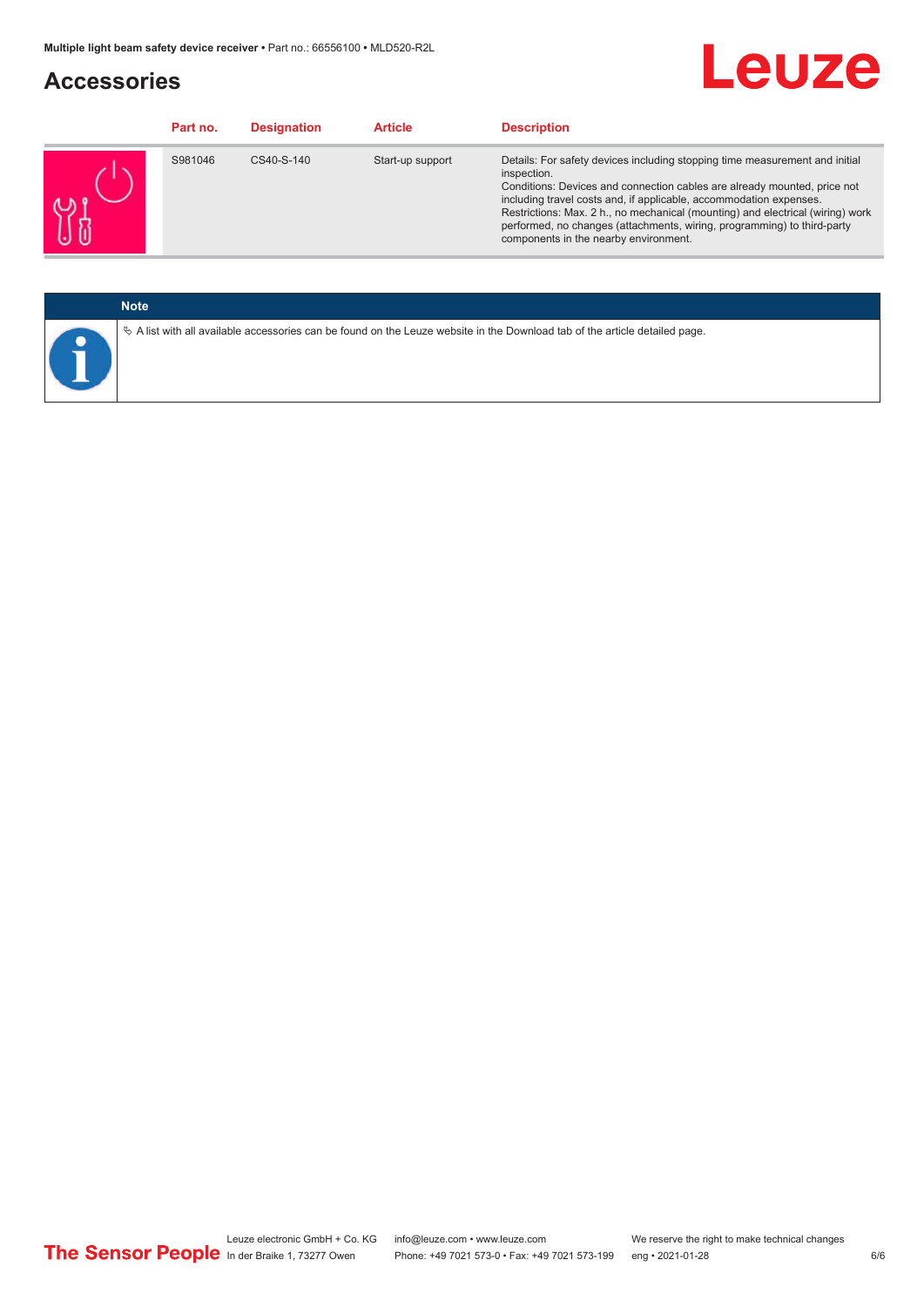## Accessories

| | Part no. | Designation | Article | Description |
| --- | --- | --- | --- | --- |
| | S981046 | CS40-S-140 | Start-up support | Details: For safety devices including stopping time measurement and initial inspection.<br>Conditions: Devices and connection cables are already mounted, price not including travel costs and, if applicable, accommodation expenses.<br>Restrictions: Max. 2 h., no mechanical (mounting) and electrical (wiring) work performed, no changes (attachments, wiring, programming) to third-party components in the nearby environment. |

**Note**

✎ A list with all available accessories can be found on the Leuze website in the Download tab of the article detailed page.

Leuze electronic GmbH + Co. KG
In der Braike 1, 73277 Owen
info@leuze.com • www.leuze.com
Phone: +49 7021 573-0 • Fax: +49 7021 573-199
We reserve the right to make technical changes
eng • 2021-01-28